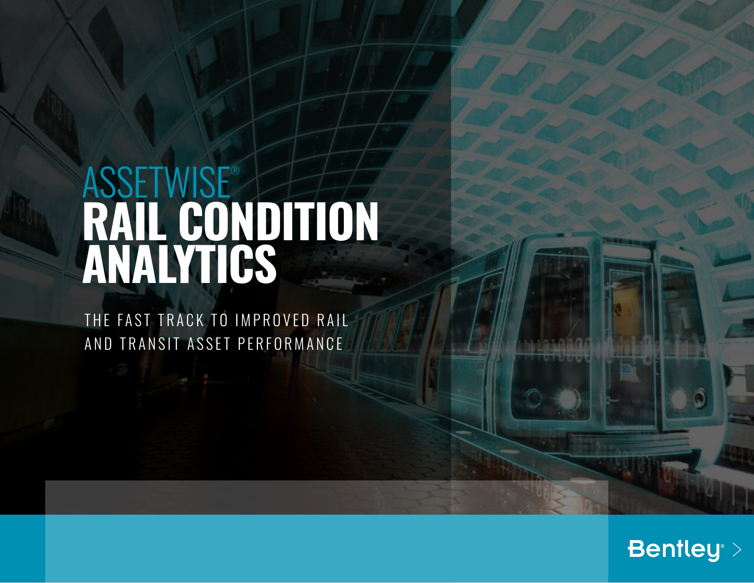# ASSETWISE®
# RAIL CONDITION ANALYTICS

THE FAST TRACK TO IMPROVED RAIL AND TRANSIT ASSET PERFORMANCE

Bentley®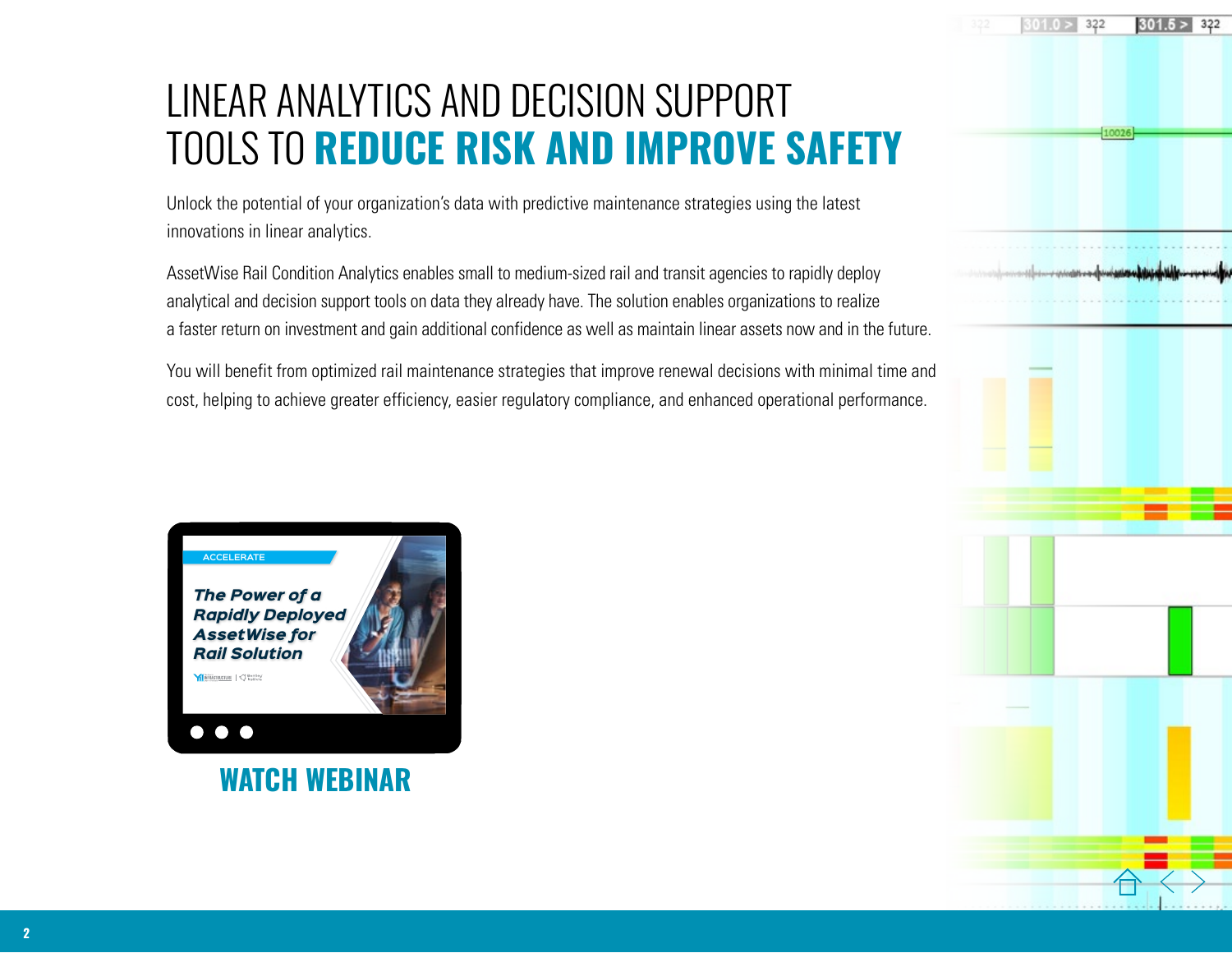# LINEAR ANALYTICS AND DECISION SUPPORT TOOLS TO **REDUCE RISK AND IMPROVE SAFETY**

Unlock the potential of your organization's data with predictive maintenance strategies using the latest innovations in linear analytics.

AssetWise Rail Condition Analytics enables small to medium-sized rail and transit agencies to rapidly deploy analytical and decision support tools on data they already have. The solution enables organizations to realize a faster return on investment and gain additional confidence as well as maintain linear assets now and in the future.

You will benefit from optimized rail maintenance strategies that improve renewal decisions with minimal time and cost, helping to achieve greater efficiency, easier regulatory compliance, and enhanced operational performance.

ACCELERATE

***The Power of a Rapidly Deployed AssetWise for Rail Solution***

**WATCH WEBINAR**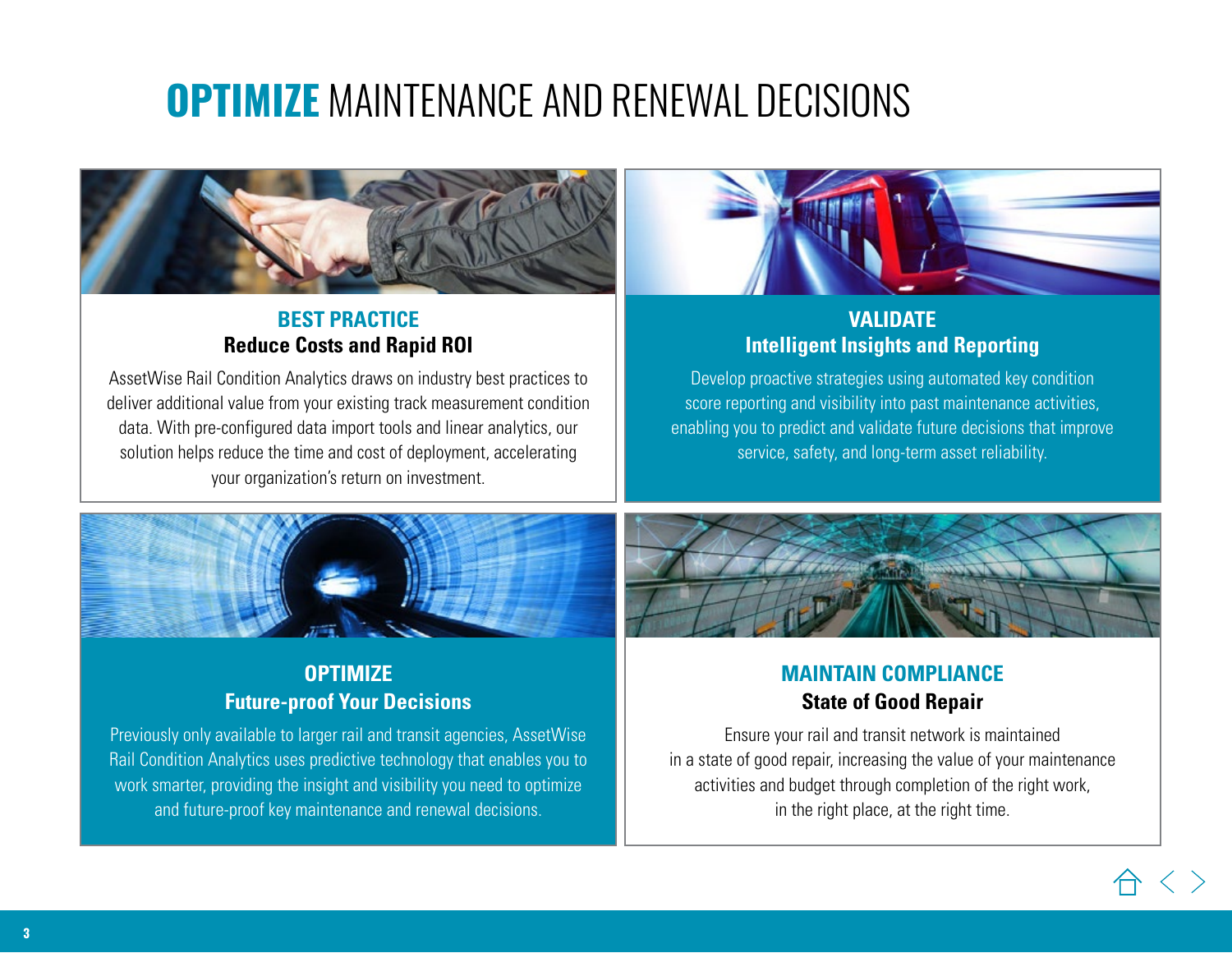# OPTIMIZE MAINTENANCE AND RENEWAL DECISIONS

## BEST PRACTICE
### Reduce Costs and Rapid ROI

AssetWise Rail Condition Analytics draws on industry best practices to deliver additional value from your existing track measurement condition data. With pre-configured data import tools and linear analytics, our solution helps reduce the time and cost of deployment, accelerating your organization's return on investment.

## VALIDATE
### Intelligent Insights and Reporting

Develop proactive strategies using automated key condition score reporting and visibility into past maintenance activities, enabling you to predict and validate future decisions that improve service, safety, and long-term asset reliability.

## OPTIMIZE
### Future-proof Your Decisions

Previously only available to larger rail and transit agencies, AssetWise Rail Condition Analytics uses predictive technology that enables you to work smarter, providing the insight and visibility you need to optimize and future-proof key maintenance and renewal decisions.

## MAINTAIN COMPLIANCE
### State of Good Repair

Ensure your rail and transit network is maintained in a state of good repair, increasing the value of your maintenance activities and budget through completion of the right work, in the right place, at the right time.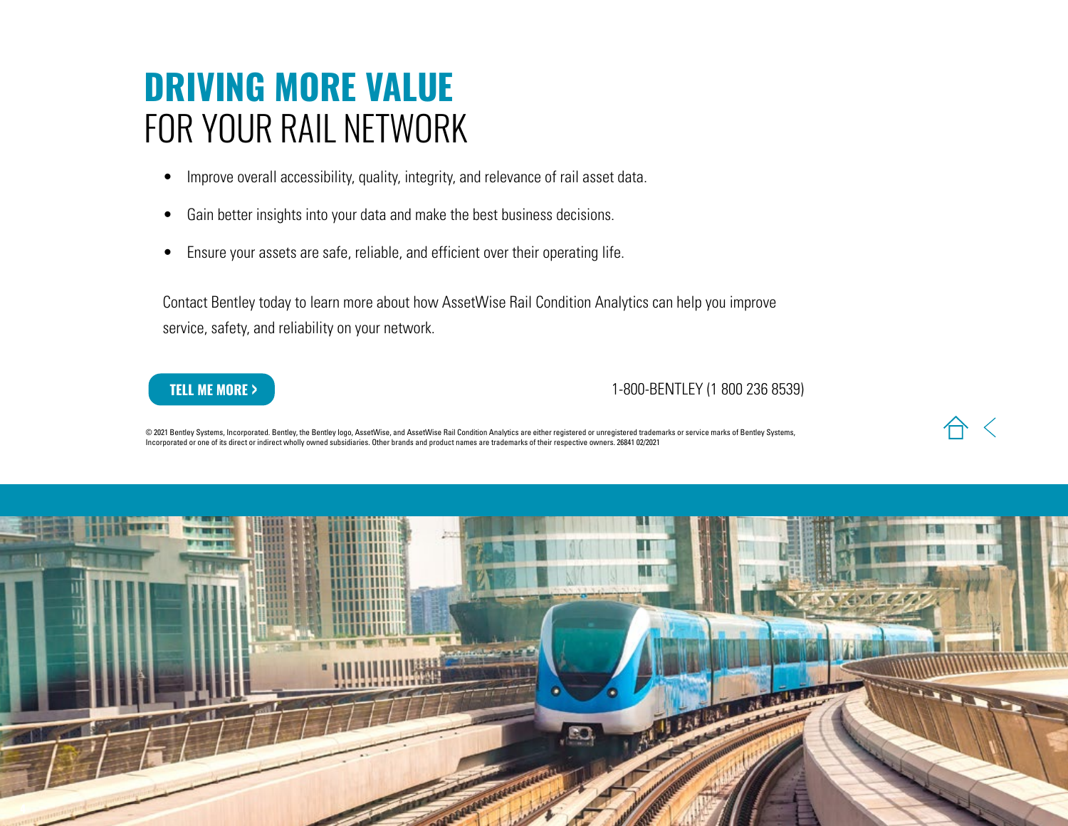# DRIVING MORE VALUE
FOR YOUR RAIL NETWORK

- Improve overall accessibility, quality, integrity, and relevance of rail asset data.
- Gain better insights into your data and make the best business decisions.
- Ensure your assets are safe, reliable, and efficient over their operating life.

Contact Bentley today to learn more about how AssetWise Rail Condition Analytics can help you improve service, safety, and reliability on your network.

TELL ME MORE >

1-800-BENTLEY (1 800 236 8539)

© 2021 Bentley Systems, Incorporated. Bentley, the Bentley logo, AssetWise, and AssetWise Rail Condition Analytics are either registered or unregistered trademarks or service marks of Bentley Systems, Incorporated or one of its direct or indirect wholly owned subsidiaries. Other brands and product names are trademarks of their respective owners. 26841 02/2021